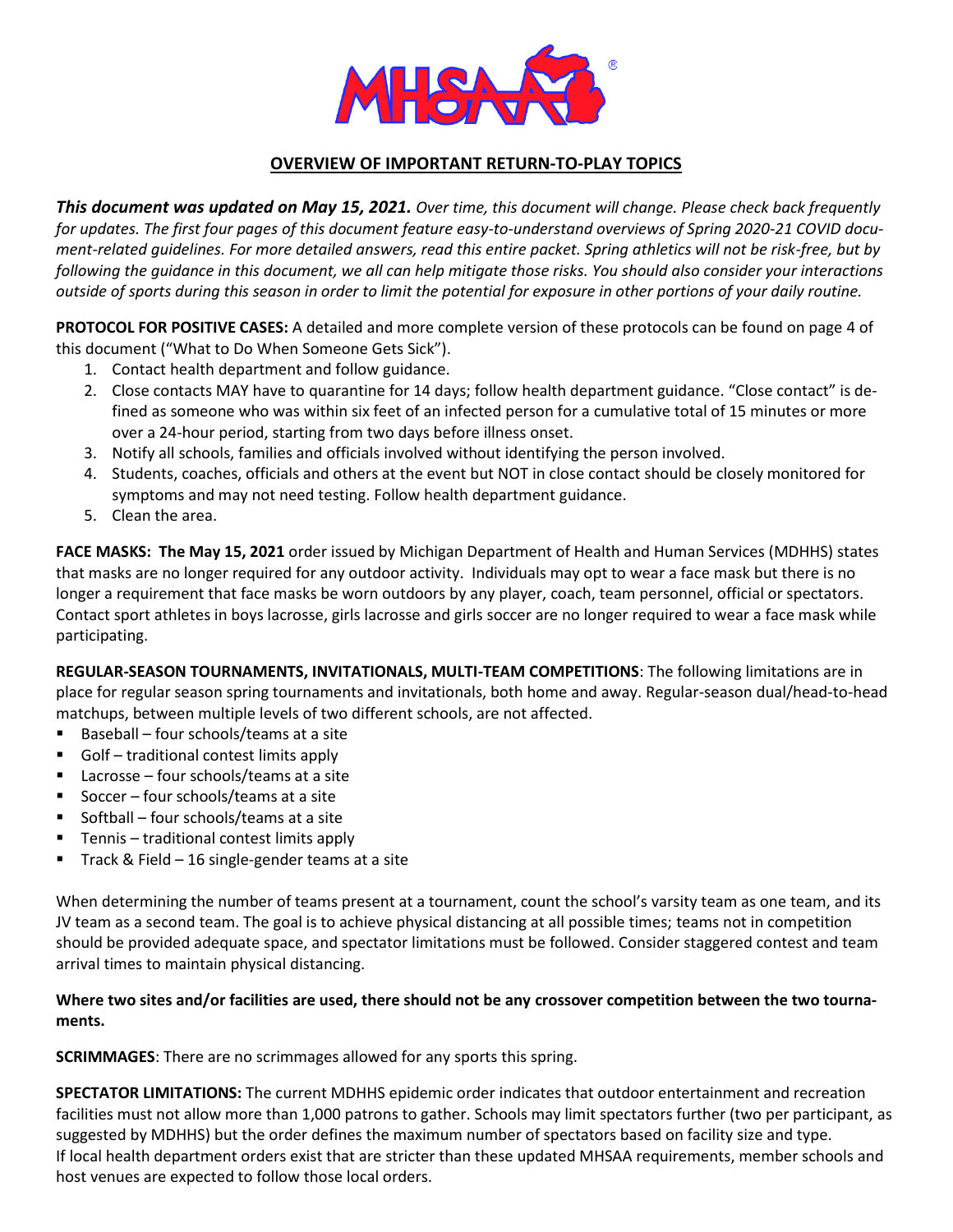## OVERVIEW OF IMPORTANT RETURN-TO-PLAY TOPICS

***This document was updated on May 15, 2021.*** *Over time, this document will change. Please check back frequently for updates. The first four pages of this document feature easy-to-understand overviews of Spring 2020-21 COVID document-related guidelines. For more detailed answers, read this entire packet. Spring athletics will not be risk-free, but by following the guidance in this document, we all can help mitigate those risks. You should also consider your interactions outside of sports during this season in order to limit the potential for exposure in other portions of your daily routine.*

**PROTOCOL FOR POSITIVE CASES:** A detailed and more complete version of these protocols can be found on page 4 of this document ("What to Do When Someone Gets Sick").

1. Contact health department and follow guidance.
2. Close contacts MAY have to quarantine for 14 days; follow health department guidance. "Close contact" is defined as someone who was within six feet of an infected person for a cumulative total of 15 minutes or more over a 24-hour period, starting from two days before illness onset.
3. Notify all schools, families and officials involved without identifying the person involved.
4. Students, coaches, officials and others at the event but NOT in close contact should be closely monitored for symptoms and may not need testing. Follow health department guidance.
5. Clean the area.

**FACE MASKS: The May 15, 2021** order issued by Michigan Department of Health and Human Services (MDHHS) states that masks are no longer required for any outdoor activity. Individuals may opt to wear a face mask but there is no longer a requirement that face masks be worn outdoors by any player, coach, team personnel, official or spectators. Contact sport athletes in boys lacrosse, girls lacrosse and girls soccer are no longer required to wear a face mask while participating.

**REGULAR-SEASON TOURNAMENTS, INVITATIONALS, MULTI-TEAM COMPETITIONS**: The following limitations are in place for regular season spring tournaments and invitationals, both home and away. Regular-season dual/head-to-head matchups, between multiple levels of two different schools, are not affected.

- Baseball – four schools/teams at a site
- Golf – traditional contest limits apply
- Lacrosse – four schools/teams at a site
- Soccer – four schools/teams at a site
- Softball – four schools/teams at a site
- Tennis – traditional contest limits apply
- Track & Field – 16 single-gender teams at a site

When determining the number of teams present at a tournament, count the school's varsity team as one team, and its JV team as a second team. The goal is to achieve physical distancing at all possible times; teams not in competition should be provided adequate space, and spectator limitations must be followed. Consider staggered contest and team arrival times to maintain physical distancing.

**Where two sites and/or facilities are used, there should not be any crossover competition between the two tournaments.**

**SCRIMMAGES**: There are no scrimmages allowed for any sports this spring.

**SPECTATOR LIMITATIONS:** The current MDHHS epidemic order indicates that outdoor entertainment and recreation facilities must not allow more than 1,000 patrons to gather. Schools may limit spectators further (two per participant, as suggested by MDHHS) but the order defines the maximum number of spectators based on facility size and type. If local health department orders exist that are stricter than these updated MHSAA requirements, member schools and host venues are expected to follow those local orders.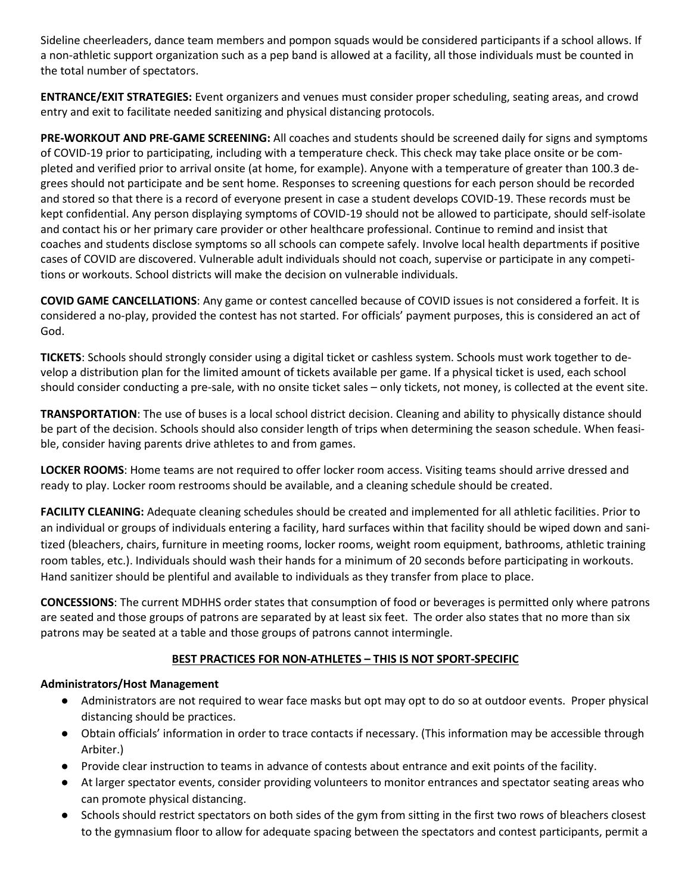Sideline cheerleaders, dance team members and pompon squads would be considered participants if a school allows. If a non-athletic support organization such as a pep band is allowed at a facility, all those individuals must be counted in the total number of spectators.

**ENTRANCE/EXIT STRATEGIES:** Event organizers and venues must consider proper scheduling, seating areas, and crowd entry and exit to facilitate needed sanitizing and physical distancing protocols.

**PRE-WORKOUT AND PRE-GAME SCREENING:** All coaches and students should be screened daily for signs and symptoms of COVID-19 prior to participating, including with a temperature check. This check may take place onsite or be completed and verified prior to arrival onsite (at home, for example). Anyone with a temperature of greater than 100.3 degrees should not participate and be sent home. Responses to screening questions for each person should be recorded and stored so that there is a record of everyone present in case a student develops COVID-19. These records must be kept confidential. Any person displaying symptoms of COVID-19 should not be allowed to participate, should self-isolate and contact his or her primary care provider or other healthcare professional. Continue to remind and insist that coaches and students disclose symptoms so all schools can compete safely. Involve local health departments if positive cases of COVID are discovered. Vulnerable adult individuals should not coach, supervise or participate in any competitions or workouts. School districts will make the decision on vulnerable individuals.

**COVID GAME CANCELLATIONS**: Any game or contest cancelled because of COVID issues is not considered a forfeit. It is considered a no-play, provided the contest has not started. For officials' payment purposes, this is considered an act of God.

**TICKETS**: Schools should strongly consider using a digital ticket or cashless system. Schools must work together to develop a distribution plan for the limited amount of tickets available per game. If a physical ticket is used, each school should consider conducting a pre-sale, with no onsite ticket sales – only tickets, not money, is collected at the event site.

**TRANSPORTATION**: The use of buses is a local school district decision. Cleaning and ability to physically distance should be part of the decision. Schools should also consider length of trips when determining the season schedule. When feasible, consider having parents drive athletes to and from games.

**LOCKER ROOMS**: Home teams are not required to offer locker room access. Visiting teams should arrive dressed and ready to play. Locker room restrooms should be available, and a cleaning schedule should be created.

**FACILITY CLEANING:** Adequate cleaning schedules should be created and implemented for all athletic facilities. Prior to an individual or groups of individuals entering a facility, hard surfaces within that facility should be wiped down and sanitized (bleachers, chairs, furniture in meeting rooms, locker rooms, weight room equipment, bathrooms, athletic training room tables, etc.). Individuals should wash their hands for a minimum of 20 seconds before participating in workouts. Hand sanitizer should be plentiful and available to individuals as they transfer from place to place.

**CONCESSIONS**: The current MDHHS order states that consumption of food or beverages is permitted only where patrons are seated and those groups of patrons are separated by at least six feet. The order also states that no more than six patrons may be seated at a table and those groups of patrons cannot intermingle.

## BEST PRACTICES FOR NON-ATHLETES – THIS IS NOT SPORT-SPECIFIC

**Administrators/Host Management**

- Administrators are not required to wear face masks but opt may opt to do so at outdoor events. Proper physical distancing should be practices.
- Obtain officials' information in order to trace contacts if necessary. (This information may be accessible through Arbiter.)
- Provide clear instruction to teams in advance of contests about entrance and exit points of the facility.
- At larger spectator events, consider providing volunteers to monitor entrances and spectator seating areas who can promote physical distancing.
- Schools should restrict spectators on both sides of the gym from sitting in the first two rows of bleachers closest to the gymnasium floor to allow for adequate spacing between the spectators and contest participants, permit a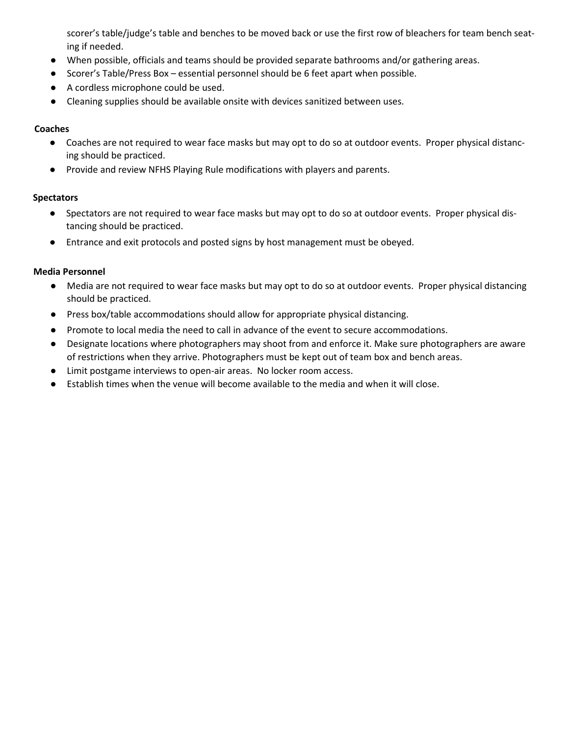scorer's table/judge's table and benches to be moved back or use the first row of bleachers for team bench seating if needed.

- When possible, officials and teams should be provided separate bathrooms and/or gathering areas.
- Scorer's Table/Press Box – essential personnel should be 6 feet apart when possible.
- A cordless microphone could be used.
- Cleaning supplies should be available onsite with devices sanitized between uses.

**Coaches**

- Coaches are not required to wear face masks but may opt to do so at outdoor events. Proper physical distancing should be practiced.
- Provide and review NFHS Playing Rule modifications with players and parents.

**Spectators**

- Spectators are not required to wear face masks but may opt to do so at outdoor events. Proper physical distancing should be practiced.
- Entrance and exit protocols and posted signs by host management must be obeyed.

**Media Personnel**

- Media are not required to wear face masks but may opt to do so at outdoor events. Proper physical distancing should be practiced.
- Press box/table accommodations should allow for appropriate physical distancing.
- Promote to local media the need to call in advance of the event to secure accommodations.
- Designate locations where photographers may shoot from and enforce it. Make sure photographers are aware of restrictions when they arrive. Photographers must be kept out of team box and bench areas.
- Limit postgame interviews to open-air areas. No locker room access.
- Establish times when the venue will become available to the media and when it will close.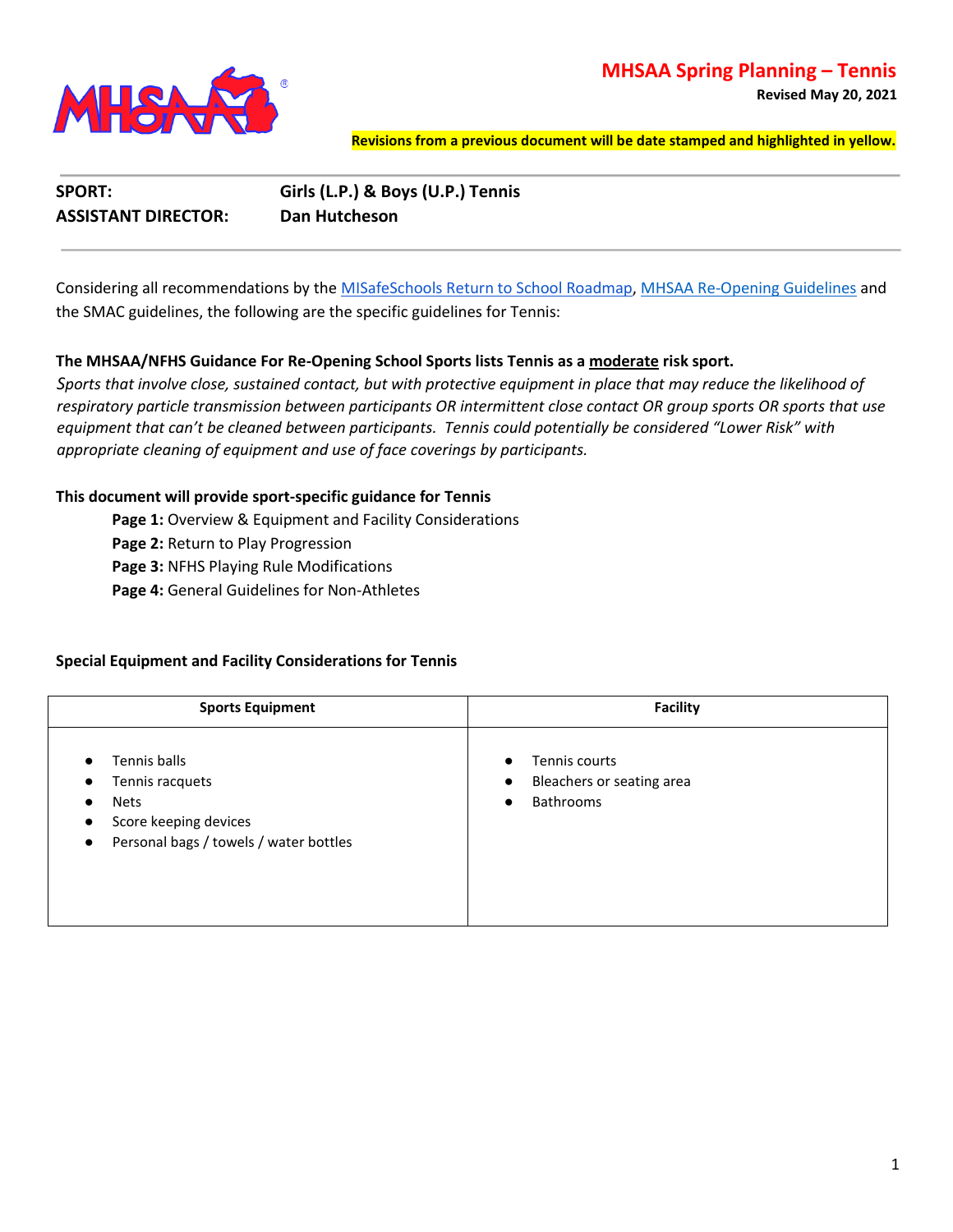# MHSAA Spring Planning – Tennis

**Revised May 20, 2021**

**Revisions from a previous document will be date stamped and highlighted in yellow.**

---

**SPORT:** Girls (L.P.) & Boys (U.P.) Tennis
**ASSISTANT DIRECTOR:** Dan Hutcheson

---

Considering all recommendations by the MISafeSchools Return to School Roadmap, MHSAA Re-Opening Guidelines and the SMAC guidelines, the following are the specific guidelines for Tennis:

**The MHSAA/NFHS Guidance For Re-Opening School Sports lists Tennis as a moderate risk sport.**

*Sports that involve close, sustained contact, but with protective equipment in place that may reduce the likelihood of respiratory particle transmission between participants OR intermittent close contact OR group sports OR sports that use equipment that can't be cleaned between participants. Tennis could potentially be considered "Lower Risk" with appropriate cleaning of equipment and use of face coverings by participants.*

**This document will provide sport-specific guidance for Tennis**

- **Page 1:** Overview & Equipment and Facility Considerations
- **Page 2:** Return to Play Progression
- **Page 3:** NFHS Playing Rule Modifications
- **Page 4:** General Guidelines for Non-Athletes

**Special Equipment and Facility Considerations for Tennis**

| Sports Equipment | Facility |
|---|---|
| • Tennis balls<br>• Tennis racquets<br>• Nets<br>• Score keeping devices<br>• Personal bags / towels / water bottles | • Tennis courts<br>• Bleachers or seating area<br>• Bathrooms |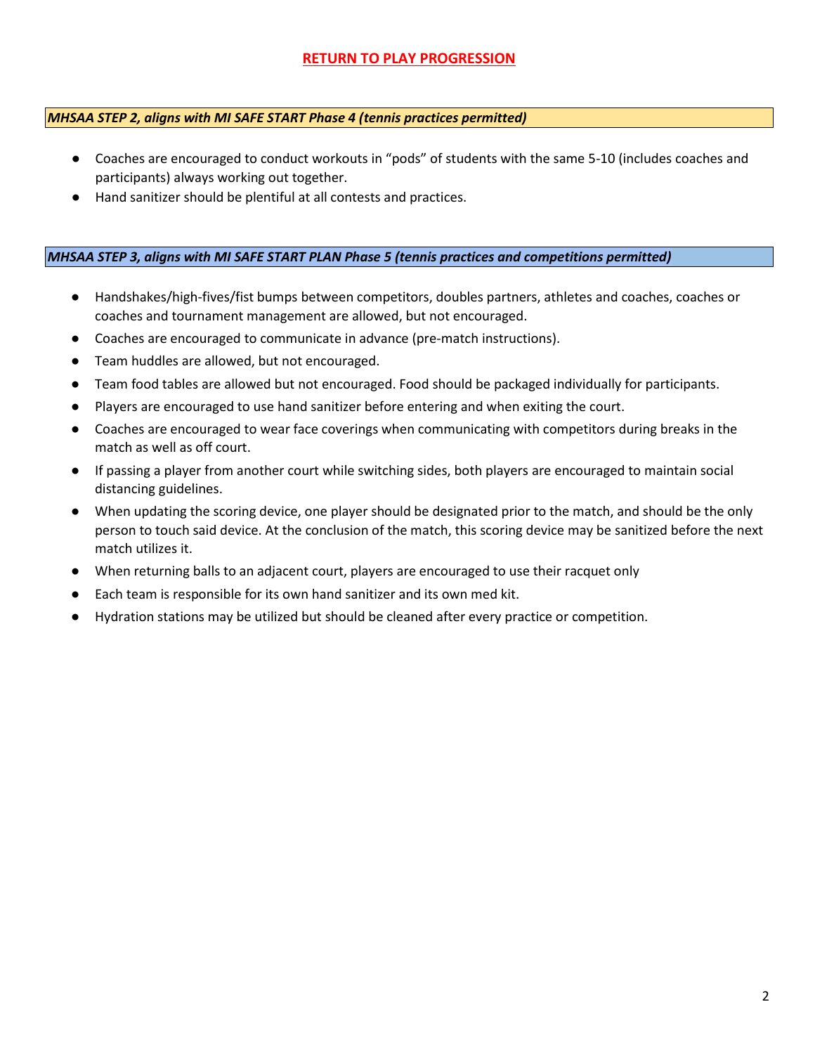## RETURN TO PLAY PROGRESSION

### *MHSAA STEP 2, aligns with MI SAFE START Phase 4 (tennis practices permitted)*

- Coaches are encouraged to conduct workouts in "pods" of students with the same 5-10 (includes coaches and participants) always working out together.
- Hand sanitizer should be plentiful at all contests and practices.

### *MHSAA STEP 3, aligns with MI SAFE START PLAN Phase 5 (tennis practices and competitions permitted)*

- Handshakes/high-fives/fist bumps between competitors, doubles partners, athletes and coaches, coaches or coaches and tournament management are allowed, but not encouraged.
- Coaches are encouraged to communicate in advance (pre-match instructions).
- Team huddles are allowed, but not encouraged.
- Team food tables are allowed but not encouraged. Food should be packaged individually for participants.
- Players are encouraged to use hand sanitizer before entering and when exiting the court.
- Coaches are encouraged to wear face coverings when communicating with competitors during breaks in the match as well as off court.
- If passing a player from another court while switching sides, both players are encouraged to maintain social distancing guidelines.
- When updating the scoring device, one player should be designated prior to the match, and should be the only person to touch said device. At the conclusion of the match, this scoring device may be sanitized before the next match utilizes it.
- When returning balls to an adjacent court, players are encouraged to use their racquet only
- Each team is responsible for its own hand sanitizer and its own med kit.
- Hydration stations may be utilized but should be cleaned after every practice or competition.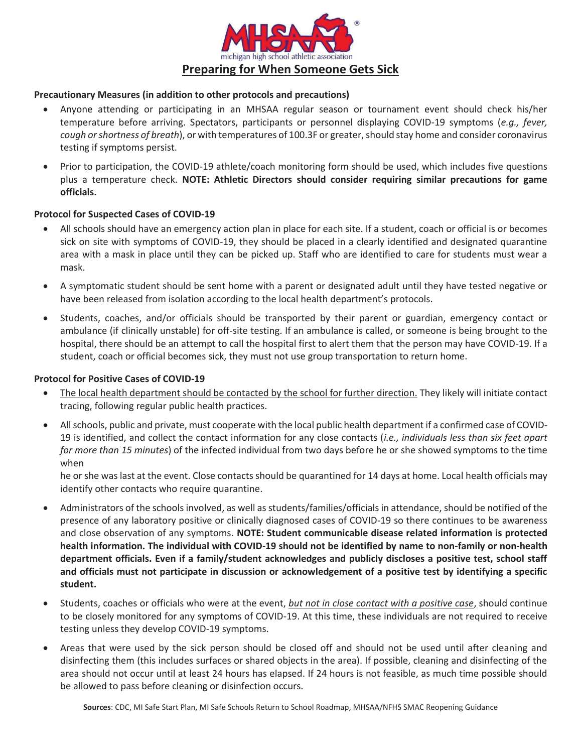michigan high school athletic association

# Preparing for When Someone Gets Sick

**Precautionary Measures (in addition to other protocols and precautions)**

- Anyone attending or participating in an MHSAA regular season or tournament event should check his/her temperature before arriving. Spectators, participants or personnel displaying COVID-19 symptoms (*e.g., fever, cough or shortness of breath*), or with temperatures of 100.3F or greater, should stay home and consider coronavirus testing if symptoms persist.
- Prior to participation, the COVID-19 athlete/coach monitoring form should be used, which includes five questions plus a temperature check. **NOTE: Athletic Directors should consider requiring similar precautions for game officials.**

**Protocol for Suspected Cases of COVID-19**

- All schools should have an emergency action plan in place for each site. If a student, coach or official is or becomes sick on site with symptoms of COVID-19, they should be placed in a clearly identified and designated quarantine area with a mask in place until they can be picked up. Staff who are identified to care for students must wear a mask.
- A symptomatic student should be sent home with a parent or designated adult until they have tested negative or have been released from isolation according to the local health department's protocols.
- Students, coaches, and/or officials should be transported by their parent or guardian, emergency contact or ambulance (if clinically unstable) for off-site testing. If an ambulance is called, or someone is being brought to the hospital, there should be an attempt to call the hospital first to alert them that the person may have COVID-19. If a student, coach or official becomes sick, they must not use group transportation to return home.

**Protocol for Positive Cases of COVID-19**

- <u>The local health department should be contacted by the school for further direction.</u> They likely will initiate contact tracing, following regular public health practices.
- All schools, public and private, must cooperate with the local public health department if a confirmed case of COVID-19 is identified, and collect the contact information for any close contacts (*i.e., individuals less than six feet apart for more than 15 minutes*) of the infected individual from two days before he or she showed symptoms to the time when he or she was last at the event. Close contacts should be quarantined for 14 days at home. Local health officials may identify other contacts who require quarantine.
- Administrators of the schools involved, as well as students/families/officials in attendance, should be notified of the presence of any laboratory positive or clinically diagnosed cases of COVID-19 so there continues to be awareness and close observation of any symptoms. **NOTE: Student communicable disease related information is protected health information. The individual with COVID-19 should not be identified by name to non-family or non-health department officials. Even if a family/student acknowledges and publicly discloses a positive test, school staff and officials must not participate in discussion or acknowledgement of a positive test by identifying a specific student.**
- Students, coaches or officials who were at the event, <u>*but not in close contact with a positive case*</u>, should continue to be closely monitored for any symptoms of COVID-19. At this time, these individuals are not required to receive testing unless they develop COVID-19 symptoms.
- Areas that were used by the sick person should be closed off and should not be used until after cleaning and disinfecting them (this includes surfaces or shared objects in the area). If possible, cleaning and disinfecting of the area should not occur until at least 24 hours has elapsed. If 24 hours is not feasible, as much time possible should be allowed to pass before cleaning or disinfection occurs.

**Sources**: CDC, MI Safe Start Plan, MI Safe Schools Return to School Roadmap, MHSAA/NFHS SMAC Reopening Guidance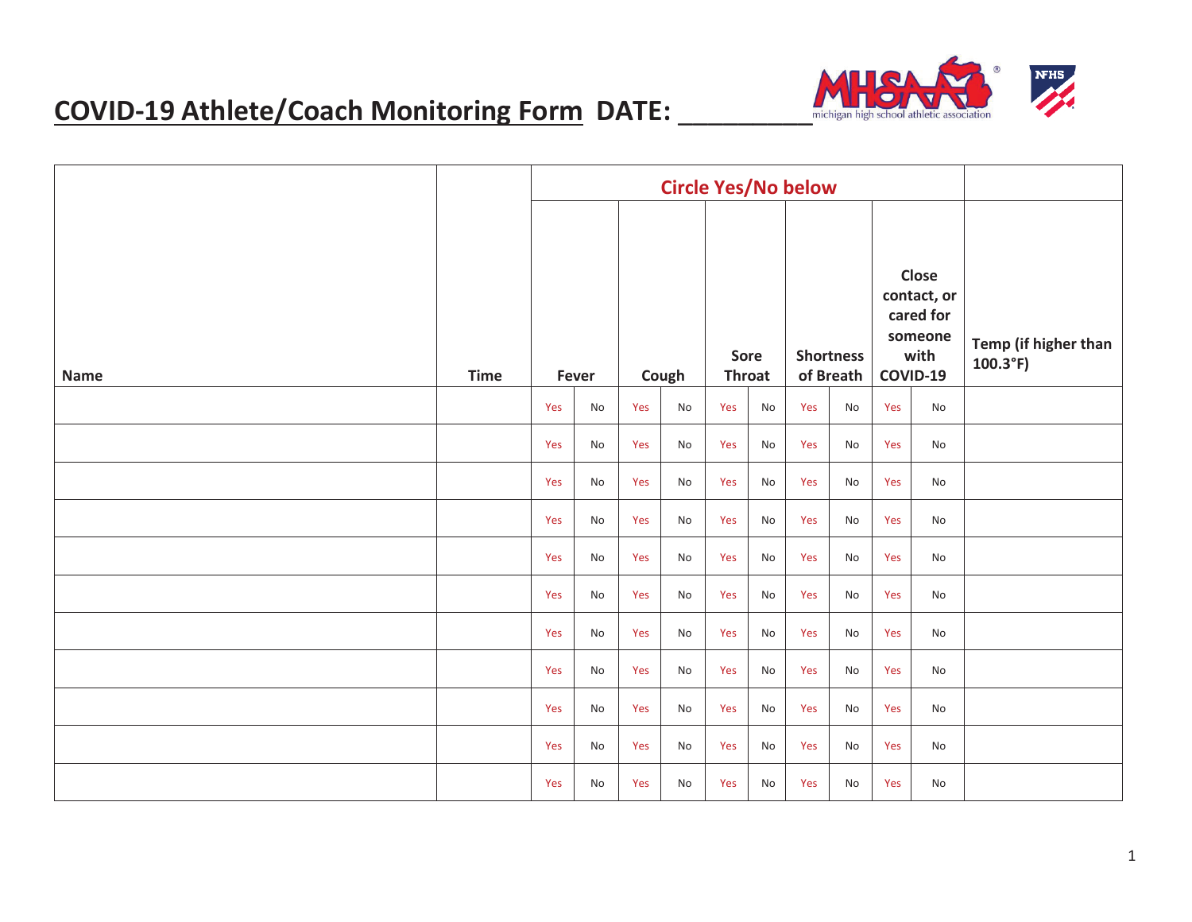# COVID-19 Athlete/Coach Monitoring Form DATE: __________

michigan high school athletic association

| Name | Time | Circle Yes/No below | | | | | | | | | | Temp (if higher than 100.3°F) |
|---|---|---|---|---|---|---|---|---|---|---|---|---|
| | | Fever | | Cough | | Sore Throat | | Shortness of Breath | | Close contact, or cared for someone with COVID-19 | | |
| | | Yes | No | Yes | No | Yes | No | Yes | No | Yes | No | |
| | | Yes | No | Yes | No | Yes | No | Yes | No | Yes | No | |
| | | Yes | No | Yes | No | Yes | No | Yes | No | Yes | No | |
| | | Yes | No | Yes | No | Yes | No | Yes | No | Yes | No | |
| | | Yes | No | Yes | No | Yes | No | Yes | No | Yes | No | |
| | | Yes | No | Yes | No | Yes | No | Yes | No | Yes | No | |
| | | Yes | No | Yes | No | Yes | No | Yes | No | Yes | No | |
| | | Yes | No | Yes | No | Yes | No | Yes | No | Yes | No | |
| | | Yes | No | Yes | No | Yes | No | Yes | No | Yes | No | |
| | | Yes | No | Yes | No | Yes | No | Yes | No | Yes | No | |
| | | Yes | No | Yes | No | Yes | No | Yes | No | Yes | No | |